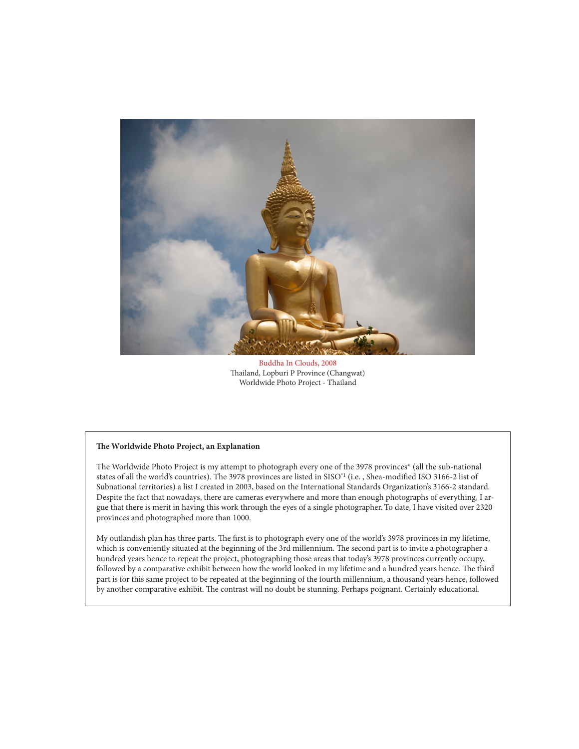Buddha In Clouds, 2008
Thailand, Lopburi P Province (Changwat)
Worldwide Photo Project - Thailand

**The Worldwide Photo Project, an Explanation**

The Worldwide Photo Project is my attempt to photograph every one of the 3978 provinces* (all the sub-national states of all the world's countries). The 3978 provinces are listed in SISO*[1] (i.e. , Shea-modified ISO 3166-2 list of Subnational territories) a list I created in 2003, based on the International Standards Organization's 3166-2 standard. Despite the fact that nowadays, there are cameras everywhere and more than enough photographs of everything, I argue that there is merit in having this work through the eyes of a single photographer. To date, I have visited over 2320 provinces and photographed more than 1000.

My outlandish plan has three parts. The first is to photograph every one of the world's 3978 provinces in my lifetime, which is conveniently situated at the beginning of the 3rd millennium. The second part is to invite a photographer a hundred years hence to repeat the project, photographing those areas that today's 3978 provinces currently occupy, followed by a comparative exhibit between how the world looked in my lifetime and a hundred years hence. The third part is for this same project to be repeated at the beginning of the fourth millennium, a thousand years hence, followed by another comparative exhibit. The contrast will no doubt be stunning. Perhaps poignant. Certainly educational.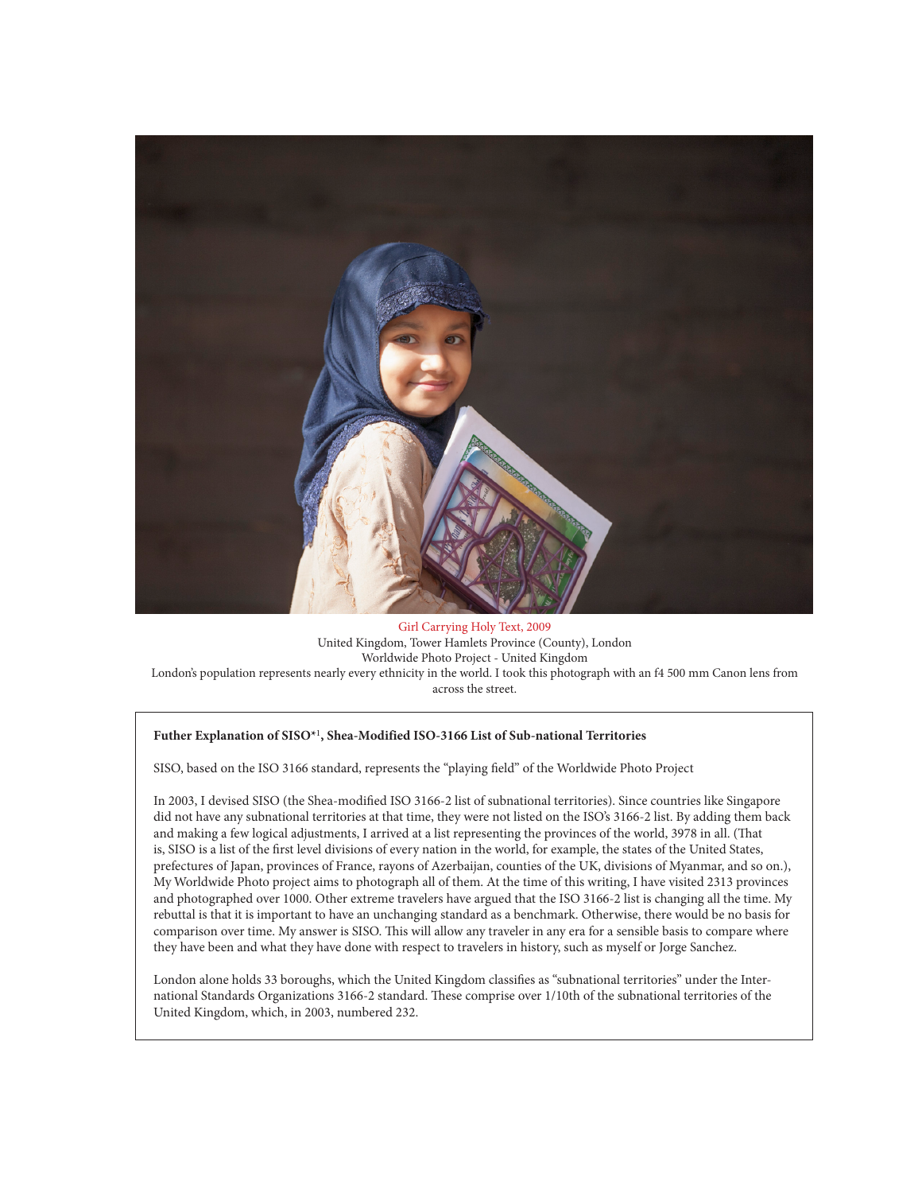Girl Carrying Holy Text, 2009
United Kingdom, Tower Hamlets Province (County), London
Worldwide Photo Project - United Kingdom
London's population represents nearly every ethnicity in the world. I took this photograph with an f4 500 mm Canon lens from across the street.

**Futher Explanation of SISO*[1], Shea-Modified ISO-3166 List of Sub-national Territories**

SISO, based on the ISO 3166 standard, represents the "playing field" of the Worldwide Photo Project

In 2003, I devised SISO (the Shea-modified ISO 3166-2 list of subnational territories). Since countries like Singapore did not have any subnational territories at that time, they were not listed on the ISO's 3166-2 list. By adding them back and making a few logical adjustments, I arrived at a list representing the provinces of the world, 3978 in all. (That is, SISO is a list of the first level divisions of every nation in the world, for example, the states of the United States, prefectures of Japan, provinces of France, rayons of Azerbaijan, counties of the UK, divisions of Myanmar, and so on.), My Worldwide Photo project aims to photograph all of them. At the time of this writing, I have visited 2313 provinces and photographed over 1000. Other extreme travelers have argued that the ISO 3166-2 list is changing all the time. My rebuttal is that it is important to have an unchanging standard as a benchmark. Otherwise, there would be no basis for comparison over time. My answer is SISO. This will allow any traveler in any era for a sensible basis to compare where they have been and what they have done with respect to travelers in history, such as myself or Jorge Sanchez.

London alone holds 33 boroughs, which the United Kingdom classifies as "subnational territories" under the International Standards Organizations 3166-2 standard. These comprise over 1/10th of the subnational territories of the United Kingdom, which, in 2003, numbered 232.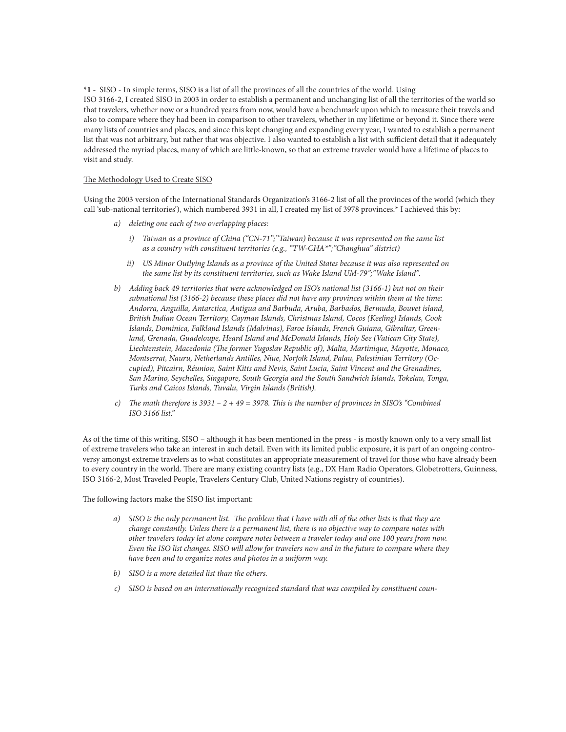***1 -** SISO - In simple terms, SISO is a list of all the provinces of all the countries of the world. Using ISO 3166-2, I created SISO in 2003 in order to establish a permanent and unchanging list of all the territories of the world so that travelers, whether now or a hundred years from now, would have a benchmark upon which to measure their travels and also to compare where they had been in comparison to other travelers, whether in my lifetime or beyond it. Since there were many lists of countries and places, and since this kept changing and expanding every year, I wanted to establish a permanent list that was not arbitrary, but rather that was objective. I also wanted to establish a list with sufficient detail that it adequately addressed the myriad places, many of which are little-known, so that an extreme traveler would have a lifetime of places to visit and study.

<u>The Methodology Used to Create SISO</u>

Using the 2003 version of the International Standards Organization's 3166-2 list of all the provinces of the world (which they call 'sub-national territories'), which numbered 3931 in all, I created my list of 3978 provinces.* I achieved this by:

a) *deleting one each of two overlapping places:*

   i) *Taiwan as a province of China ("CN-71";"Taiwan) because it was represented on the same list as a country with constituent territories (e.g., "TW-CHA*";"Changhua" district)*

   ii) *US Minor Outlying Islands as a province of the United States because it was also represented on the same list by its constituent territories, such as Wake Island UM-79";"Wake Island".*

b) *Adding back 49 territories that were acknowledged on ISO's national list (3166-1) but not on their subnational list (3166-2) because these places did not have any provinces within them at the time: Andorra, Anguilla, Antarctica, Antigua and Barbuda, Aruba, Barbados, Bermuda, Bouvet island, British Indian Ocean Territory, Cayman Islands, Christmas Island, Cocos (Keeling) Islands, Cook Islands, Dominica, Falkland Islands (Malvinas), Faroe Islands, French Guiana, Gibraltar, Greenland, Grenada, Guadeloupe, Heard Island and McDonald Islands, Holy See (Vatican City State), Liechtenstein, Macedonia (The former Yugoslav Republic of), Malta, Martinique, Mayotte, Monaco, Montserrat, Nauru, Netherlands Antilles, Niue, Norfolk Island, Palau, Palestinian Territory (Occupied), Pitcairn, Réunion, Saint Kitts and Nevis, Saint Lucia, Saint Vincent and the Grenadines, San Marino, Seychelles, Singapore, South Georgia and the South Sandwich Islands, Tokelau, Tonga, Turks and Caicos Islands, Tuvalu, Virgin Islands (British).*

c) *The math therefore is 3931 – 2 + 49 = 3978. This is the number of provinces in SISO's "Combined ISO 3166 list."*

As of the time of this writing, SISO – although it has been mentioned in the press - is mostly known only to a very small list of extreme travelers who take an interest in such detail. Even with its limited public exposure, it is part of an ongoing controversy amongst extreme travelers as to what constitutes an appropriate measurement of travel for those who have already been to every country in the world. There are many existing country lists (e.g., DX Ham Radio Operators, Globetrotters, Guinness, ISO 3166-2, Most Traveled People, Travelers Century Club, United Nations registry of countries).

The following factors make the SISO list important:

a) *SISO is the only permanent list. The problem that I have with all of the other lists is that they are change constantly. Unless there is a permanent list, there is no objective way to compare notes with other travelers today let alone compare notes between a traveler today and one 100 years from now. Even the ISO list changes. SISO will allow for travelers now and in the future to compare where they have been and to organize notes and photos in a uniform way.*

b) *SISO is a more detailed list than the others.*

c) *SISO is based on an internationally recognized standard that was compiled by constituent coun-*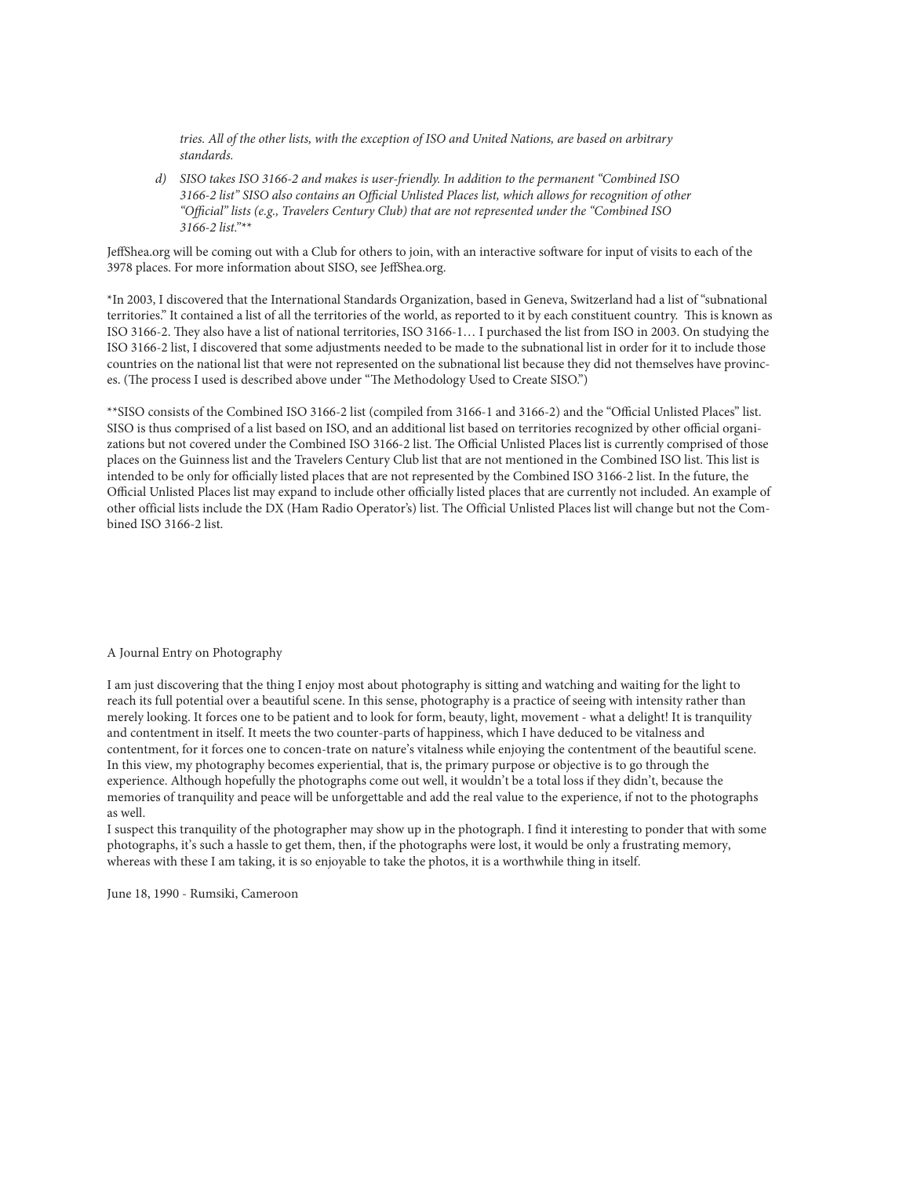*tries. All of the other lists, with the exception of ISO and United Nations, are based on arbitrary standards.*

*d) SISO takes ISO 3166-2 and makes is user-friendly. In addition to the permanent "Combined ISO 3166-2 list" SISO also contains an Official Unlisted Places list, which allows for recognition of other "Official" lists (e.g., Travelers Century Club) that are not represented under the "Combined ISO 3166-2 list."***

JeffShea.org will be coming out with a Club for others to join, with an interactive software for input of visits to each of the 3978 places. For more information about SISO, see JeffShea.org.

*In 2003, I discovered that the International Standards Organization, based in Geneva, Switzerland had a list of "subnational territories." It contained a list of all the territories of the world, as reported to it by each constituent country. This is known as ISO 3166-2. They also have a list of national territories, ISO 3166-1… I purchased the list from ISO in 2003. On studying the ISO 3166-2 list, I discovered that some adjustments needed to be made to the subnational list in order for it to include those countries on the national list that were not represented on the subnational list because they did not themselves have provinces. (The process I used is described above under "The Methodology Used to Create SISO.")

**SISO consists of the Combined ISO 3166-2 list (compiled from 3166-1 and 3166-2) and the "Official Unlisted Places" list. SISO is thus comprised of a list based on ISO, and an additional list based on territories recognized by other official organizations but not covered under the Combined ISO 3166-2 list. The Official Unlisted Places list is currently comprised of those places on the Guinness list and the Travelers Century Club list that are not mentioned in the Combined ISO list. This list is intended to be only for officially listed places that are not represented by the Combined ISO 3166-2 list. In the future, the Official Unlisted Places list may expand to include other officially listed places that are currently not included. An example of other official lists include the DX (Ham Radio Operator's) list. The Official Unlisted Places list will change but not the Combined ISO 3166-2 list.

## A Journal Entry on Photography

I am just discovering that the thing I enjoy most about photography is sitting and watching and waiting for the light to reach its full potential over a beautiful scene. In this sense, photography is a practice of seeing with intensity rather than merely looking. It forces one to be patient and to look for form, beauty, light, movement - what a delight! It is tranquility and contentment in itself. It meets the two counter-parts of happiness, which I have deduced to be vitalness and contentment, for it forces one to concen-trate on nature's vitalness while enjoying the contentment of the beautiful scene. In this view, my photography becomes experiential, that is, the primary purpose or objective is to go through the experience. Although hopefully the photographs come out well, it wouldn't be a total loss if they didn't, because the memories of tranquility and peace will be unforgettable and add the real value to the experience, if not to the photographs as well.

I suspect this tranquility of the photographer may show up in the photograph. I find it interesting to ponder that with some photographs, it's such a hassle to get them, then, if the photographs were lost, it would be only a frustrating memory, whereas with these I am taking, it is so enjoyable to take the photos, it is a worthwhile thing in itself.

June 18, 1990 - Rumsiki, Cameroon